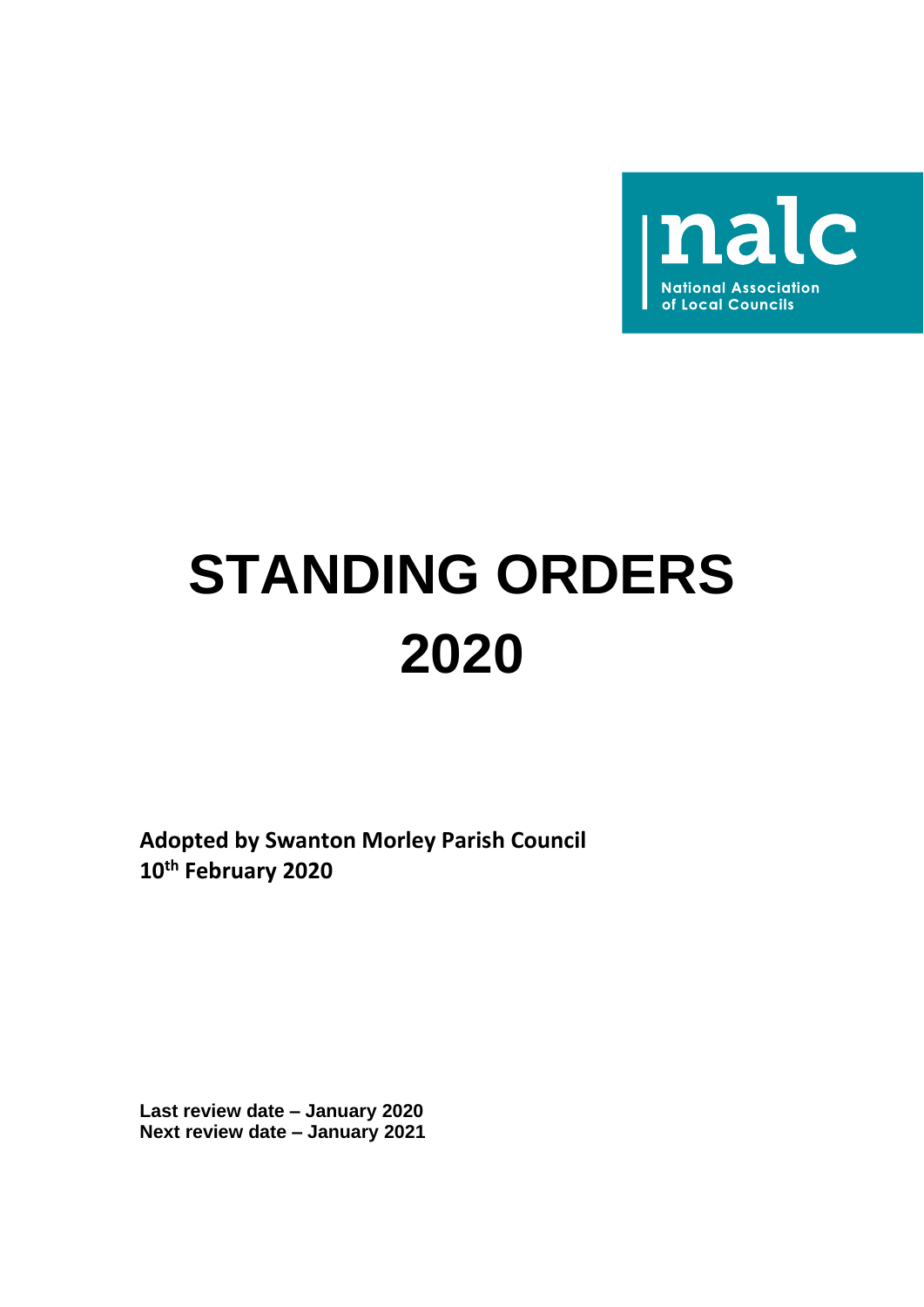nalc
National Association
of Local Councils

# STANDING ORDERS 2020

**Adopted by Swanton Morley Parish Council**
**10th February 2020**

**Last review date – January 2020**
**Next review date – January 2021**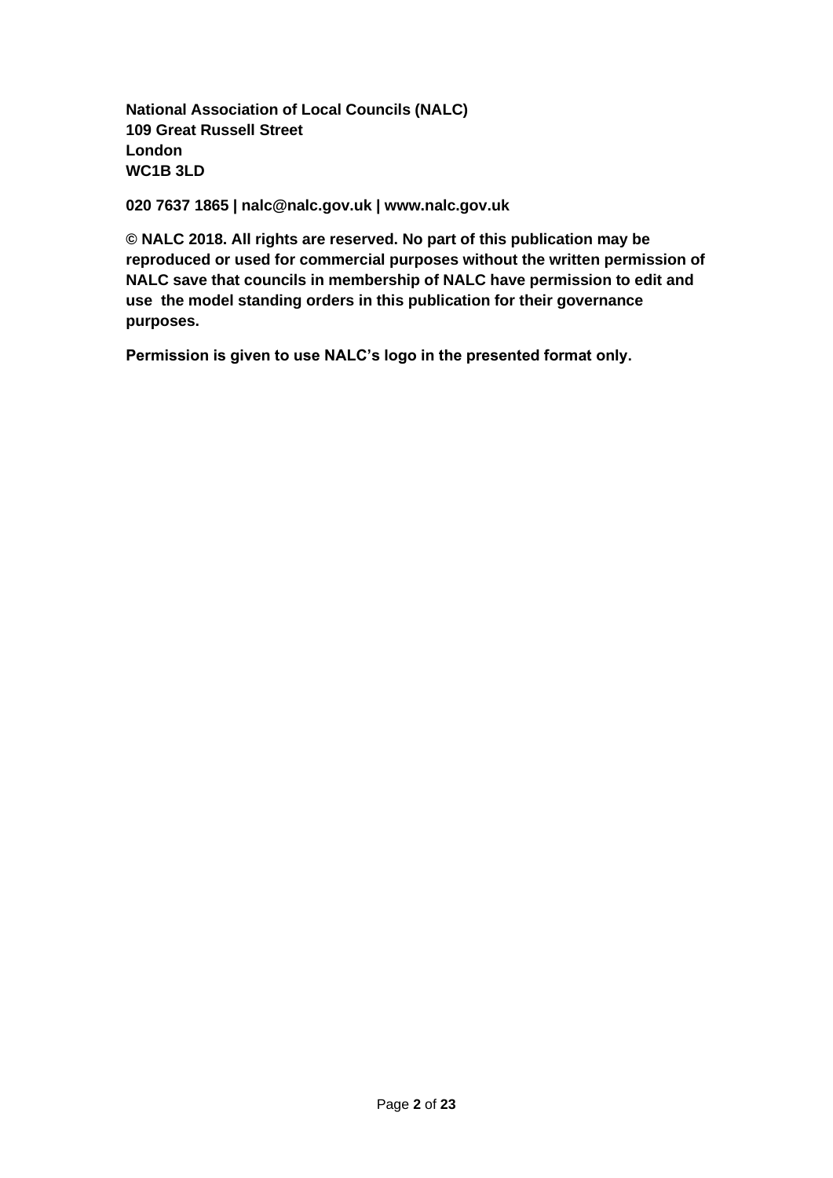**National Association of Local Councils (NALC)**
**109 Great Russell Street**
**London**
**WC1B 3LD**

**020 7637 1865 | nalc@nalc.gov.uk | www.nalc.gov.uk**

**© NALC 2018. All rights are reserved. No part of this publication may be reproduced or used for commercial purposes without the written permission of NALC save that councils in membership of NALC have permission to edit and use the model standing orders in this publication for their governance purposes.**

**Permission is given to use NALC's logo in the presented format only.**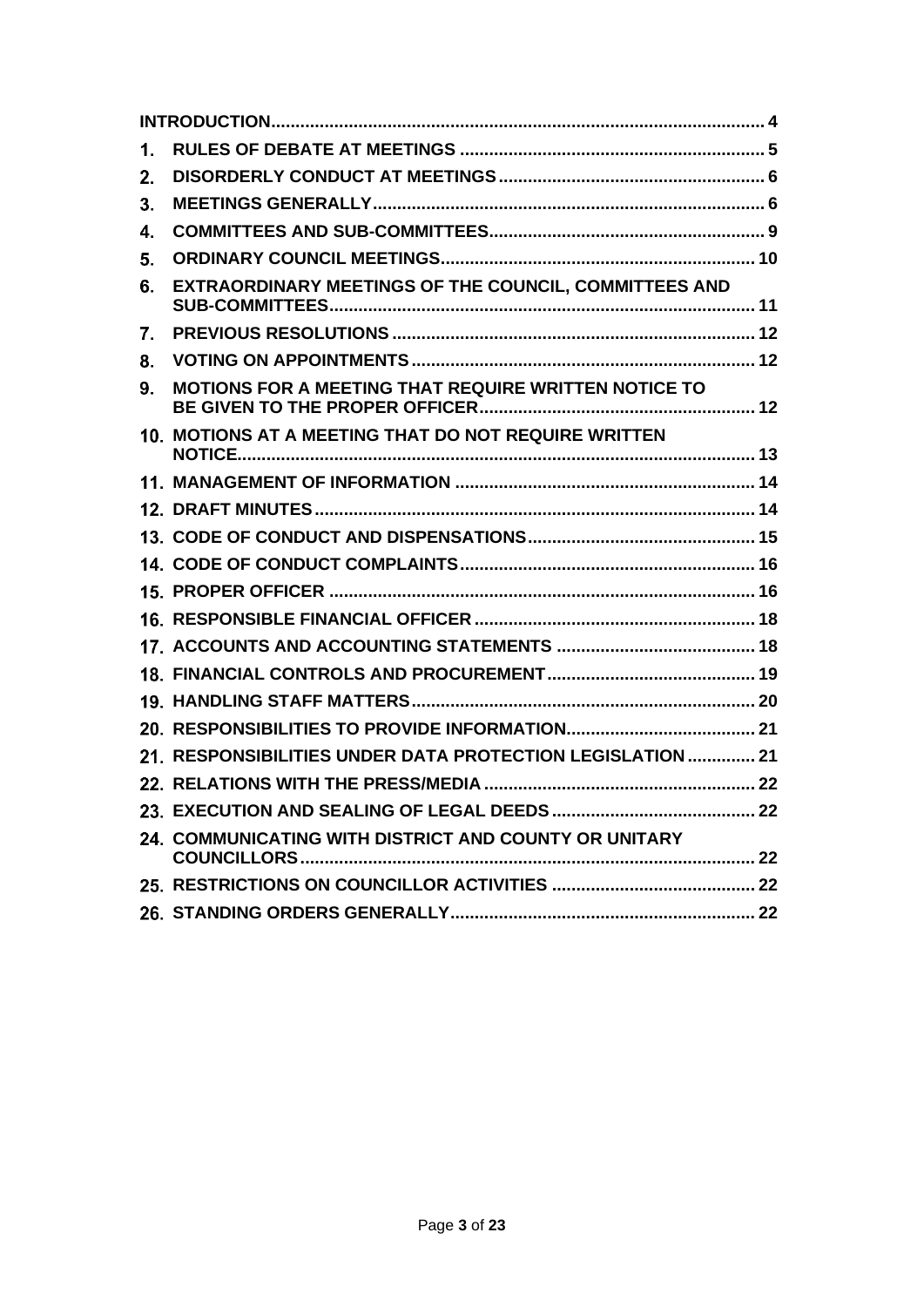**INTRODUCTION** ..... 4

1. **RULES OF DEBATE AT MEETINGS** ..... 5
2. **DISORDERLY CONDUCT AT MEETINGS** ..... 6
3. **MEETINGS GENERALLY** ..... 6
4. **COMMITTEES AND SUB-COMMITTEES** ..... 9
5. **ORDINARY COUNCIL MEETINGS** ..... 10
6. **EXTRAORDINARY MEETINGS OF THE COUNCIL, COMMITTEES AND SUB-COMMITTEES** ..... 11
7. **PREVIOUS RESOLUTIONS** ..... 12
8. **VOTING ON APPOINTMENTS** ..... 12
9. **MOTIONS FOR A MEETING THAT REQUIRE WRITTEN NOTICE TO BE GIVEN TO THE PROPER OFFICER** ..... 12
10. **MOTIONS AT A MEETING THAT DO NOT REQUIRE WRITTEN NOTICE** ..... 13
11. **MANAGEMENT OF INFORMATION** ..... 14
12. **DRAFT MINUTES** ..... 14
13. **CODE OF CONDUCT AND DISPENSATIONS** ..... 15
14. **CODE OF CONDUCT COMPLAINTS** ..... 16
15. **PROPER OFFICER** ..... 16
16. **RESPONSIBLE FINANCIAL OFFICER** ..... 18
17. **ACCOUNTS AND ACCOUNTING STATEMENTS** ..... 18
18. **FINANCIAL CONTROLS AND PROCUREMENT** ..... 19
19. **HANDLING STAFF MATTERS** ..... 20
20. **RESPONSIBILITIES TO PROVIDE INFORMATION** ..... 21
21. **RESPONSIBILITIES UNDER DATA PROTECTION LEGISLATION** ..... 21
22. **RELATIONS WITH THE PRESS/MEDIA** ..... 22
23. **EXECUTION AND SEALING OF LEGAL DEEDS** ..... 22
24. **COMMUNICATING WITH DISTRICT AND COUNTY OR UNITARY COUNCILLORS** ..... 22
25. **RESTRICTIONS ON COUNCILLOR ACTIVITIES** ..... 22
26. **STANDING ORDERS GENERALLY** ..... 22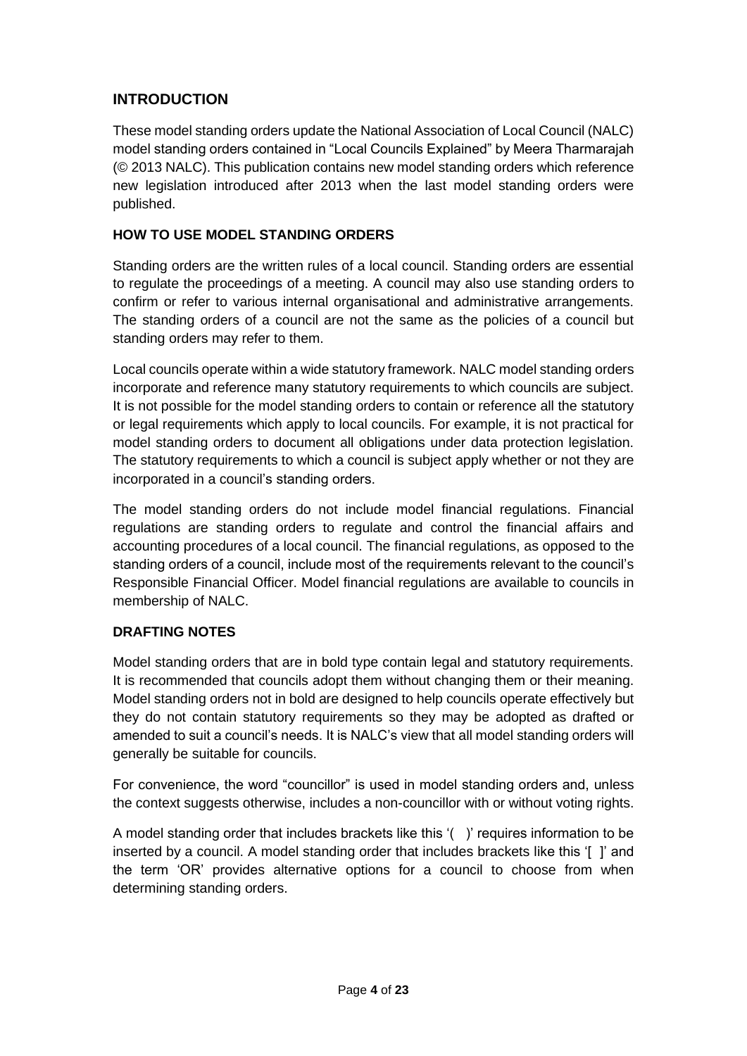## INTRODUCTION

These model standing orders update the National Association of Local Council (NALC) model standing orders contained in "Local Councils Explained" by Meera Tharmarajah (© 2013 NALC). This publication contains new model standing orders which reference new legislation introduced after 2013 when the last model standing orders were published.

### HOW TO USE MODEL STANDING ORDERS

Standing orders are the written rules of a local council. Standing orders are essential to regulate the proceedings of a meeting. A council may also use standing orders to confirm or refer to various internal organisational and administrative arrangements. The standing orders of a council are not the same as the policies of a council but standing orders may refer to them.

Local councils operate within a wide statutory framework. NALC model standing orders incorporate and reference many statutory requirements to which councils are subject. It is not possible for the model standing orders to contain or reference all the statutory or legal requirements which apply to local councils. For example, it is not practical for model standing orders to document all obligations under data protection legislation. The statutory requirements to which a council is subject apply whether or not they are incorporated in a council's standing orders.

The model standing orders do not include model financial regulations. Financial regulations are standing orders to regulate and control the financial affairs and accounting procedures of a local council. The financial regulations, as opposed to the standing orders of a council, include most of the requirements relevant to the council's Responsible Financial Officer. Model financial regulations are available to councils in membership of NALC.

### DRAFTING NOTES

Model standing orders that are in bold type contain legal and statutory requirements. It is recommended that councils adopt them without changing them or their meaning. Model standing orders not in bold are designed to help councils operate effectively but they do not contain statutory requirements so they may be adopted as drafted or amended to suit a council's needs. It is NALC's view that all model standing orders will generally be suitable for councils.

For convenience, the word "councillor" is used in model standing orders and, unless the context suggests otherwise, includes a non-councillor with or without voting rights.

A model standing order that includes brackets like this '( )' requires information to be inserted by a council. A model standing order that includes brackets like this '[ ]' and the term 'OR' provides alternative options for a council to choose from when determining standing orders.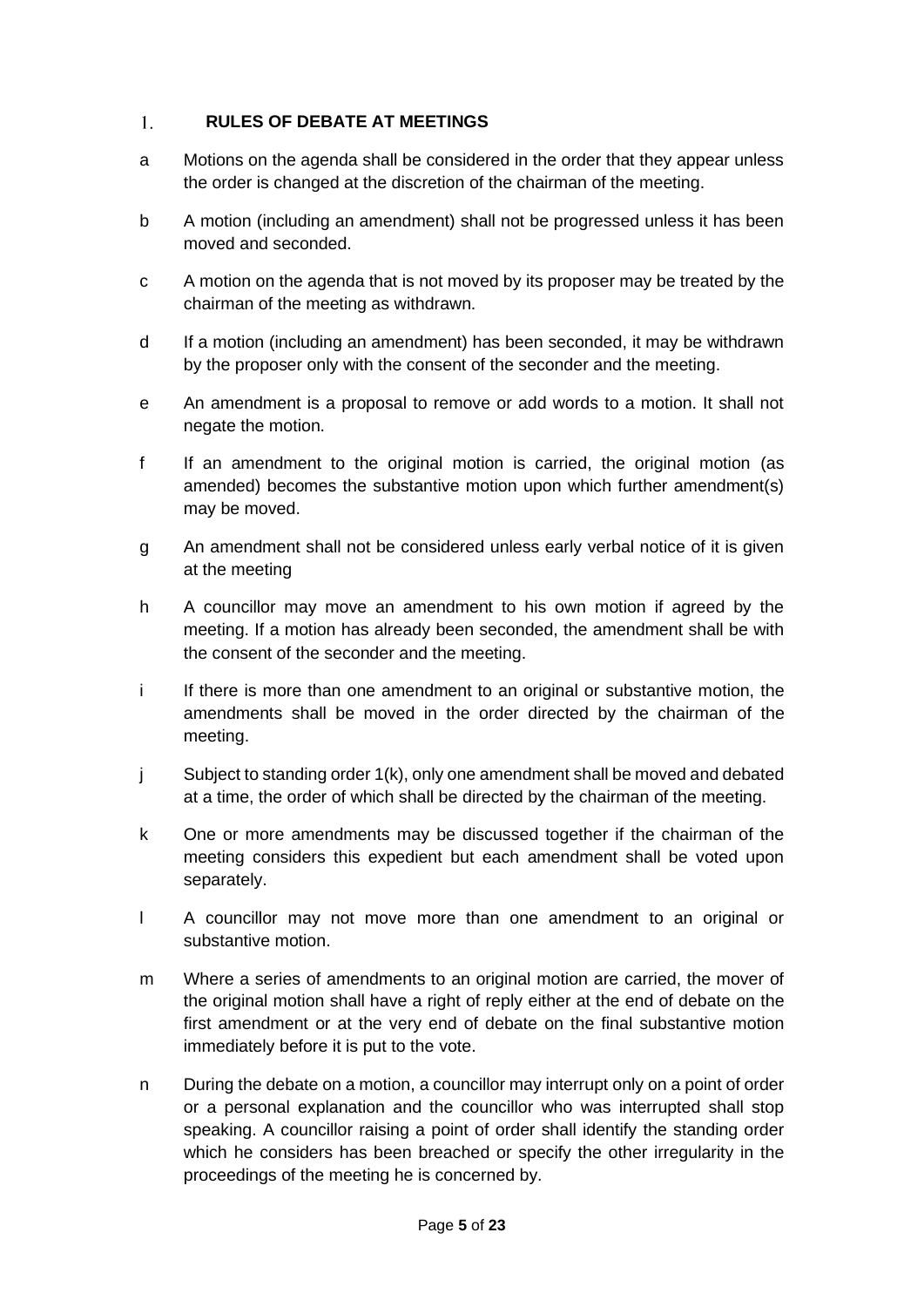## 1. RULES OF DEBATE AT MEETINGS

a Motions on the agenda shall be considered in the order that they appear unless the order is changed at the discretion of the chairman of the meeting.

b A motion (including an amendment) shall not be progressed unless it has been moved and seconded.

c A motion on the agenda that is not moved by its proposer may be treated by the chairman of the meeting as withdrawn.

d If a motion (including an amendment) has been seconded, it may be withdrawn by the proposer only with the consent of the seconder and the meeting.

e An amendment is a proposal to remove or add words to a motion. It shall not negate the motion.

f If an amendment to the original motion is carried, the original motion (as amended) becomes the substantive motion upon which further amendment(s) may be moved.

g An amendment shall not be considered unless early verbal notice of it is given at the meeting

h A councillor may move an amendment to his own motion if agreed by the meeting. If a motion has already been seconded, the amendment shall be with the consent of the seconder and the meeting.

i If there is more than one amendment to an original or substantive motion, the amendments shall be moved in the order directed by the chairman of the meeting.

j Subject to standing order 1(k), only one amendment shall be moved and debated at a time, the order of which shall be directed by the chairman of the meeting.

k One or more amendments may be discussed together if the chairman of the meeting considers this expedient but each amendment shall be voted upon separately.

l A councillor may not move more than one amendment to an original or substantive motion.

m Where a series of amendments to an original motion are carried, the mover of the original motion shall have a right of reply either at the end of debate on the first amendment or at the very end of debate on the final substantive motion immediately before it is put to the vote.

n During the debate on a motion, a councillor may interrupt only on a point of order or a personal explanation and the councillor who was interrupted shall stop speaking. A councillor raising a point of order shall identify the standing order which he considers has been breached or specify the other irregularity in the proceedings of the meeting he is concerned by.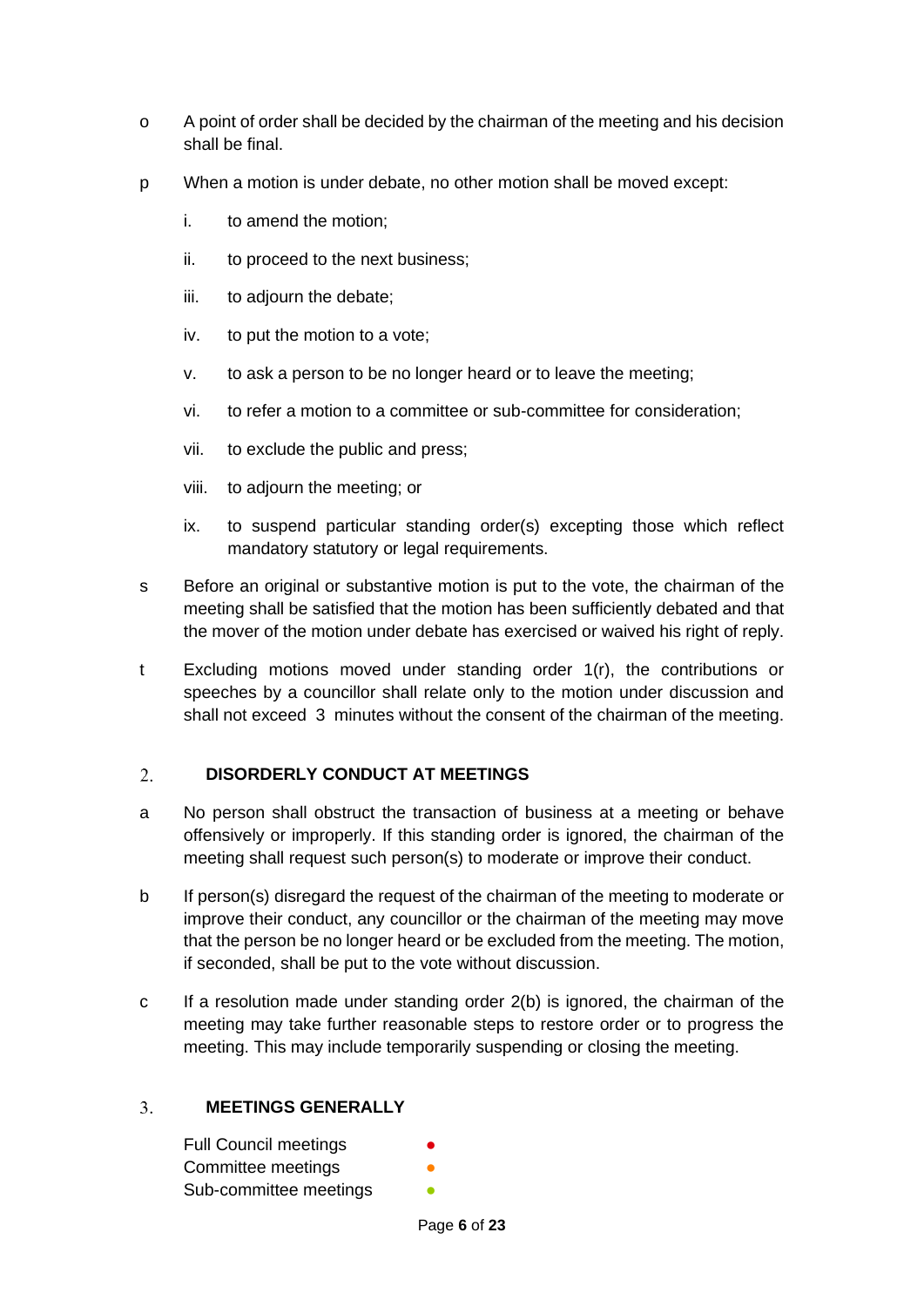o A point of order shall be decided by the chairman of the meeting and his decision shall be final.

p When a motion is under debate, no other motion shall be moved except:

i. to amend the motion;

ii. to proceed to the next business;

iii. to adjourn the debate;

iv. to put the motion to a vote;

v. to ask a person to be no longer heard or to leave the meeting;

vi. to refer a motion to a committee or sub-committee for consideration;

vii. to exclude the public and press;

viii. to adjourn the meeting; or

ix. to suspend particular standing order(s) excepting those which reflect mandatory statutory or legal requirements.

s Before an original or substantive motion is put to the vote, the chairman of the meeting shall be satisfied that the motion has been sufficiently debated and that the mover of the motion under debate has exercised or waived his right of reply.

t Excluding motions moved under standing order 1(r), the contributions or speeches by a councillor shall relate only to the motion under discussion and shall not exceed 3 minutes without the consent of the chairman of the meeting.

## 2. DISORDERLY CONDUCT AT MEETINGS

a No person shall obstruct the transaction of business at a meeting or behave offensively or improperly. If this standing order is ignored, the chairman of the meeting shall request such person(s) to moderate or improve their conduct.

b If person(s) disregard the request of the chairman of the meeting to moderate or improve their conduct, any councillor or the chairman of the meeting may move that the person be no longer heard or be excluded from the meeting. The motion, if seconded, shall be put to the vote without discussion.

c If a resolution made under standing order 2(b) is ignored, the chairman of the meeting may take further reasonable steps to restore order or to progress the meeting. This may include temporarily suspending or closing the meeting.

## 3. MEETINGS GENERALLY

Full Council meetings ●
Committee meetings ●
Sub-committee meetings ●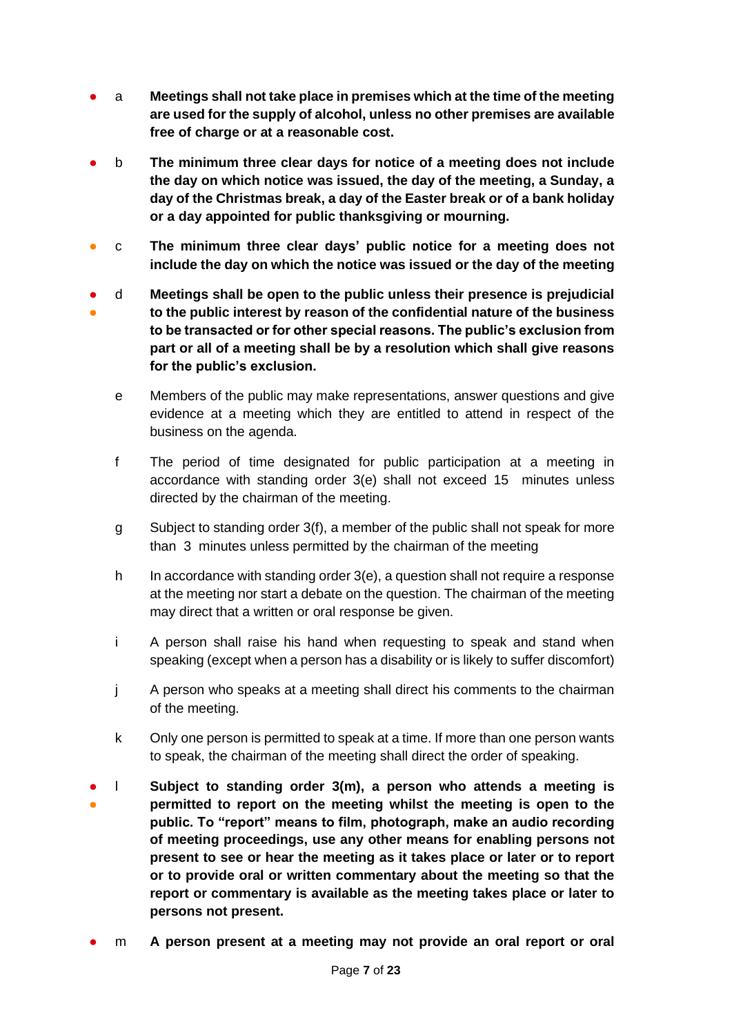- a **Meetings shall not take place in premises which at the time of the meeting are used for the supply of alcohol, unless no other premises are available free of charge or at a reasonable cost.**

- b **The minimum three clear days for notice of a meeting does not include the day on which notice was issued, the day of the meeting, a Sunday, a day of the Christmas break, a day of the Easter break or of a bank holiday or a day appointed for public thanksgiving or mourning.**

- c **The minimum three clear days' public notice for a meeting does not include the day on which the notice was issued or the day of the meeting**

- d **Meetings shall be open to the public unless their presence is prejudicial to the public interest by reason of the confidential nature of the business to be transacted or for other special reasons. The public's exclusion from part or all of a meeting shall be by a resolution which shall give reasons for the public's exclusion.**

- e Members of the public may make representations, answer questions and give evidence at a meeting which they are entitled to attend in respect of the business on the agenda.

- f The period of time designated for public participation at a meeting in accordance with standing order 3(e) shall not exceed 15 minutes unless directed by the chairman of the meeting.

- g Subject to standing order 3(f), a member of the public shall not speak for more than 3 minutes unless permitted by the chairman of the meeting

- h In accordance with standing order 3(e), a question shall not require a response at the meeting nor start a debate on the question. The chairman of the meeting may direct that a written or oral response be given.

- i A person shall raise his hand when requesting to speak and stand when speaking (except when a person has a disability or is likely to suffer discomfort)

- j A person who speaks at a meeting shall direct his comments to the chairman of the meeting.

- k Only one person is permitted to speak at a time. If more than one person wants to speak, the chairman of the meeting shall direct the order of speaking.

- l **Subject to standing order 3(m), a person who attends a meeting is permitted to report on the meeting whilst the meeting is open to the public. To "report" means to film, photograph, make an audio recording of meeting proceedings, use any other means for enabling persons not present to see or hear the meeting as it takes place or later or to report or to provide oral or written commentary about the meeting so that the report or commentary is available as the meeting takes place or later to persons not present.**

- m **A person present at a meeting may not provide an oral report or oral**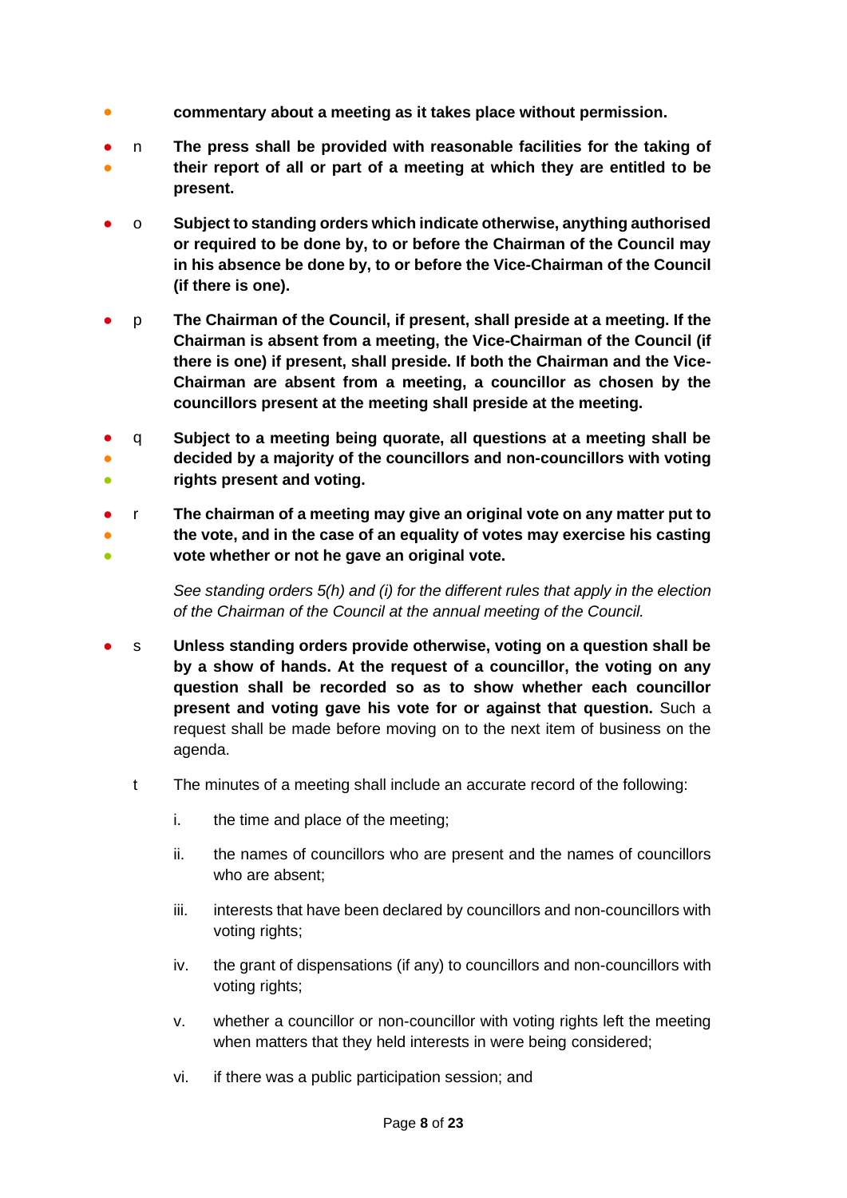**commentary about a meeting as it takes place without permission.**

n **The press shall be provided with reasonable facilities for the taking of their report of all or part of a meeting at which they are entitled to be present.**

o **Subject to standing orders which indicate otherwise, anything authorised or required to be done by, to or before the Chairman of the Council may in his absence be done by, to or before the Vice-Chairman of the Council (if there is one).**

p **The Chairman of the Council, if present, shall preside at a meeting. If the Chairman is absent from a meeting, the Vice-Chairman of the Council (if there is one) if present, shall preside. If both the Chairman and the Vice-Chairman are absent from a meeting, a councillor as chosen by the councillors present at the meeting shall preside at the meeting.**

q **Subject to a meeting being quorate, all questions at a meeting shall be decided by a majority of the councillors and non-councillors with voting rights present and voting.**

r **The chairman of a meeting may give an original vote on any matter put to the vote, and in the case of an equality of votes may exercise his casting vote whether or not he gave an original vote.**

*See standing orders 5(h) and (i) for the different rules that apply in the election of the Chairman of the Council at the annual meeting of the Council.*

s **Unless standing orders provide otherwise, voting on a question shall be by a show of hands. At the request of a councillor, the voting on any question shall be recorded so as to show whether each councillor present and voting gave his vote for or against that question.** Such a request shall be made before moving on to the next item of business on the agenda.

t The minutes of a meeting shall include an accurate record of the following:

i. the time and place of the meeting;

ii. the names of councillors who are present and the names of councillors who are absent;

iii. interests that have been declared by councillors and non-councillors with voting rights;

iv. the grant of dispensations (if any) to councillors and non-councillors with voting rights;

v. whether a councillor or non-councillor with voting rights left the meeting when matters that they held interests in were being considered;

vi. if there was a public participation session; and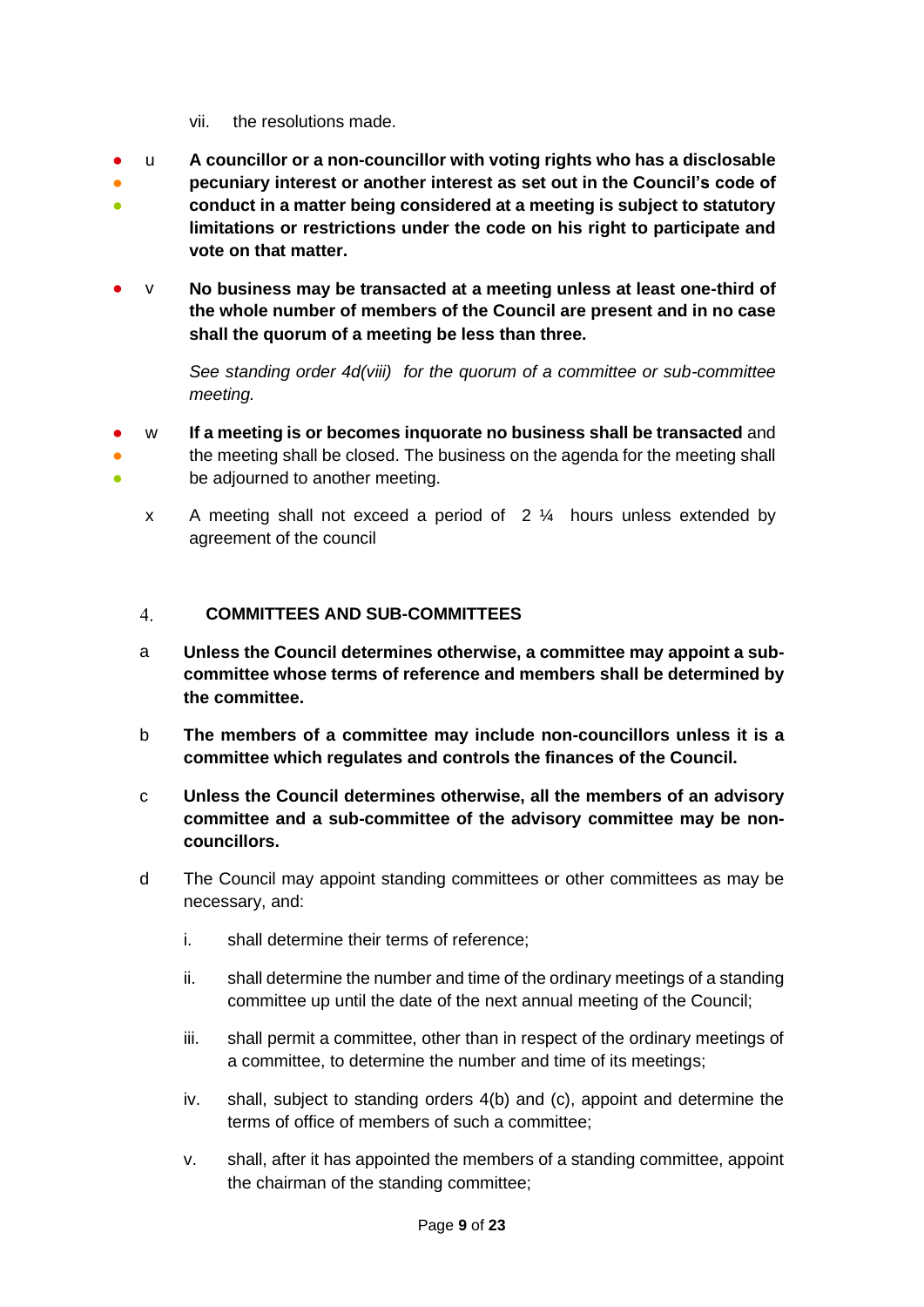vii. the resolutions made.

u **A councillor or a non-councillor with voting rights who has a disclosable pecuniary interest or another interest as set out in the Council's code of conduct in a matter being considered at a meeting is subject to statutory limitations or restrictions under the code on his right to participate and vote on that matter.**

v **No business may be transacted at a meeting unless at least one-third of the whole number of members of the Council are present and in no case shall the quorum of a meeting be less than three.**

*See standing order 4d(viii) for the quorum of a committee or sub-committee meeting.*

w **If a meeting is or becomes inquorate no business shall be transacted** and the meeting shall be closed. The business on the agenda for the meeting shall be adjourned to another meeting.

x A meeting shall not exceed a period of 2 ¼ hours unless extended by agreement of the council

## 4. COMMITTEES AND SUB-COMMITTEES

a **Unless the Council determines otherwise, a committee may appoint a sub-committee whose terms of reference and members shall be determined by the committee.**

b **The members of a committee may include non-councillors unless it is a committee which regulates and controls the finances of the Council.**

c **Unless the Council determines otherwise, all the members of an advisory committee and a sub-committee of the advisory committee may be non-councillors.**

d The Council may appoint standing committees or other committees as may be necessary, and:

i. shall determine their terms of reference;

ii. shall determine the number and time of the ordinary meetings of a standing committee up until the date of the next annual meeting of the Council;

iii. shall permit a committee, other than in respect of the ordinary meetings of a committee, to determine the number and time of its meetings;

iv. shall, subject to standing orders 4(b) and (c), appoint and determine the terms of office of members of such a committee;

v. shall, after it has appointed the members of a standing committee, appoint the chairman of the standing committee;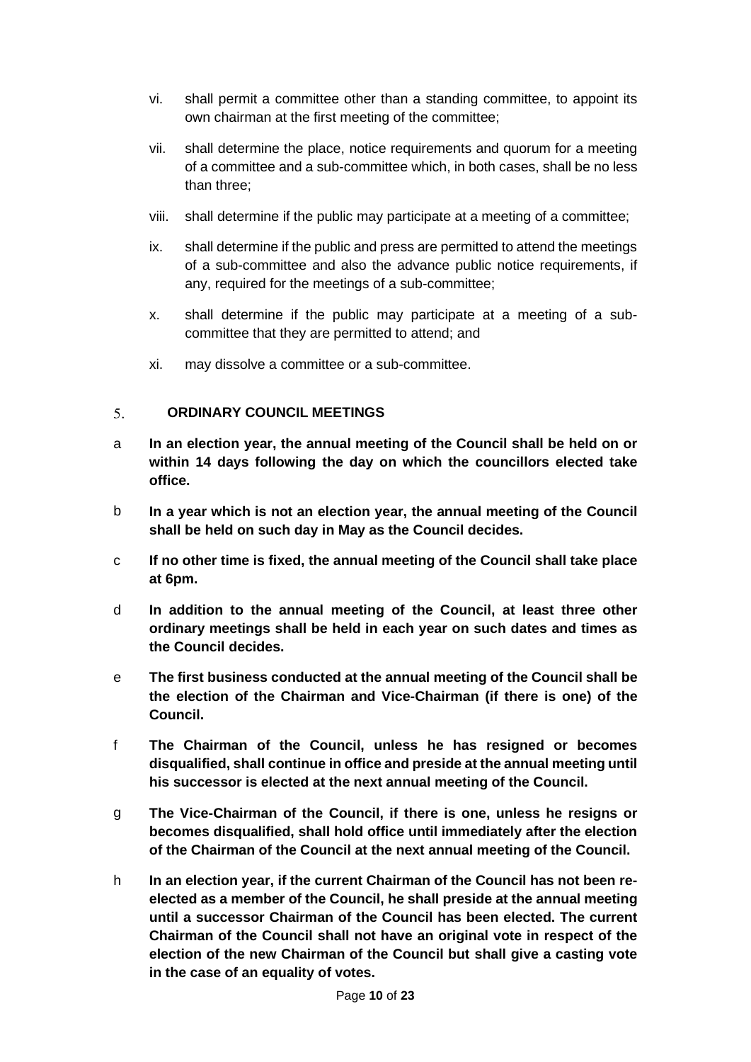vi. shall permit a committee other than a standing committee, to appoint its own chairman at the first meeting of the committee;

vii. shall determine the place, notice requirements and quorum for a meeting of a committee and a sub-committee which, in both cases, shall be no less than three;

viii. shall determine if the public may participate at a meeting of a committee;

ix. shall determine if the public and press are permitted to attend the meetings of a sub-committee and also the advance public notice requirements, if any, required for the meetings of a sub-committee;

x. shall determine if the public may participate at a meeting of a sub-committee that they are permitted to attend; and

xi. may dissolve a committee or a sub-committee.

## 5. ORDINARY COUNCIL MEETINGS

a **In an election year, the annual meeting of the Council shall be held on or within 14 days following the day on which the councillors elected take office.**

b **In a year which is not an election year, the annual meeting of the Council shall be held on such day in May as the Council decides.**

c **If no other time is fixed, the annual meeting of the Council shall take place at 6pm.**

d **In addition to the annual meeting of the Council, at least three other ordinary meetings shall be held in each year on such dates and times as the Council decides.**

e **The first business conducted at the annual meeting of the Council shall be the election of the Chairman and Vice-Chairman (if there is one) of the Council.**

f **The Chairman of the Council, unless he has resigned or becomes disqualified, shall continue in office and preside at the annual meeting until his successor is elected at the next annual meeting of the Council.**

g **The Vice-Chairman of the Council, if there is one, unless he resigns or becomes disqualified, shall hold office until immediately after the election of the Chairman of the Council at the next annual meeting of the Council.**

h **In an election year, if the current Chairman of the Council has not been re-elected as a member of the Council, he shall preside at the annual meeting until a successor Chairman of the Council has been elected. The current Chairman of the Council shall not have an original vote in respect of the election of the new Chairman of the Council but shall give a casting vote in the case of an equality of votes.**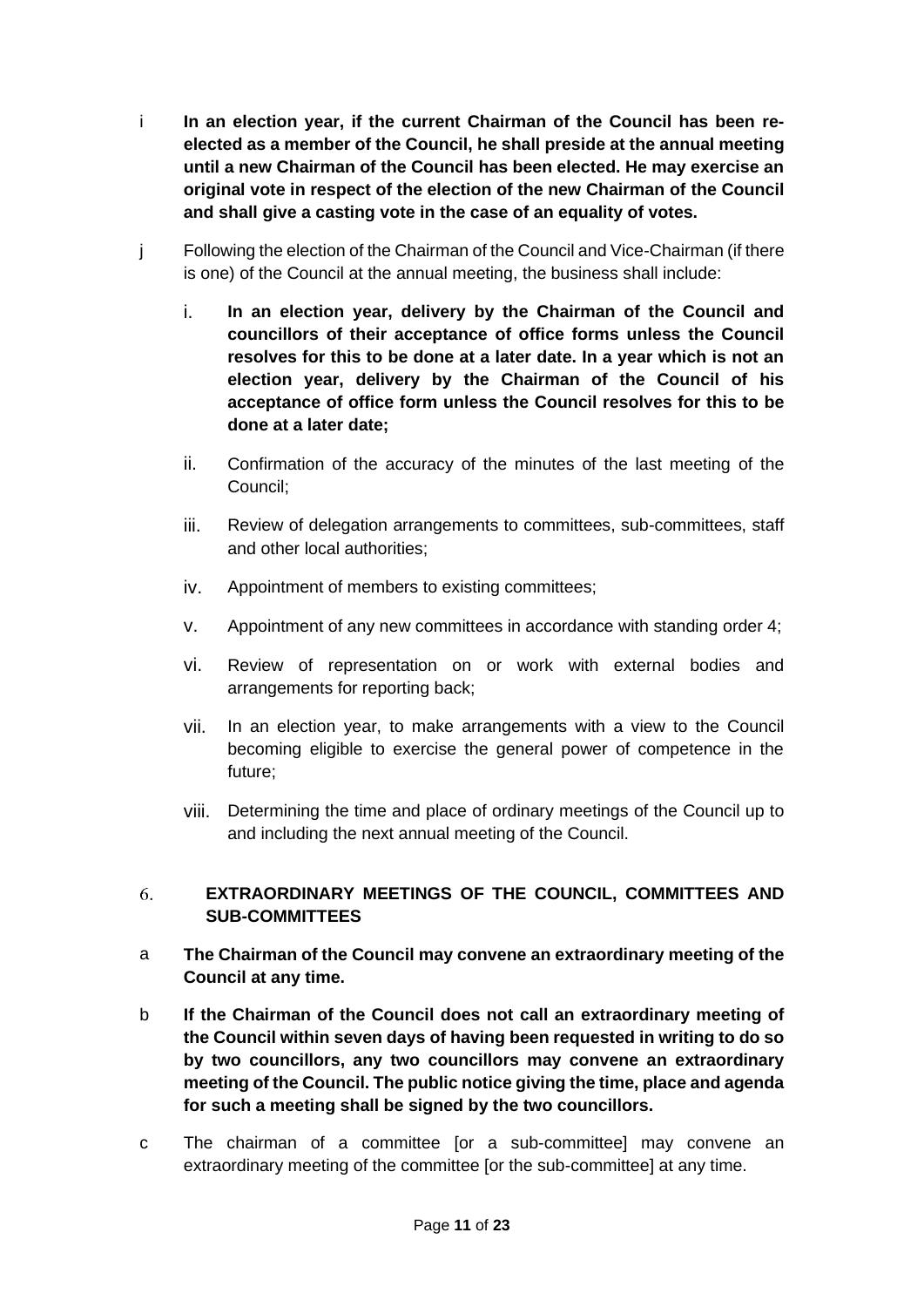i **In an election year, if the current Chairman of the Council has been re-elected as a member of the Council, he shall preside at the annual meeting until a new Chairman of the Council has been elected. He may exercise an original vote in respect of the election of the new Chairman of the Council and shall give a casting vote in the case of an equality of votes.**

j Following the election of the Chairman of the Council and Vice-Chairman (if there is one) of the Council at the annual meeting, the business shall include:

   i. **In an election year, delivery by the Chairman of the Council and councillors of their acceptance of office forms unless the Council resolves for this to be done at a later date. In a year which is not an election year, delivery by the Chairman of the Council of his acceptance of office form unless the Council resolves for this to be done at a later date;**

   ii. Confirmation of the accuracy of the minutes of the last meeting of the Council;

   iii. Review of delegation arrangements to committees, sub-committees, staff and other local authorities;

   iv. Appointment of members to existing committees;

   v. Appointment of any new committees in accordance with standing order 4;

   vi. Review of representation on or work with external bodies and arrangements for reporting back;

   vii. In an election year, to make arrangements with a view to the Council becoming eligible to exercise the general power of competence in the future;

   viii. Determining the time and place of ordinary meetings of the Council up to and including the next annual meeting of the Council.

## 6. EXTRAORDINARY MEETINGS OF THE COUNCIL, COMMITTEES AND SUB-COMMITTEES

a **The Chairman of the Council may convene an extraordinary meeting of the Council at any time.**

b **If the Chairman of the Council does not call an extraordinary meeting of the Council within seven days of having been requested in writing to do so by two councillors, any two councillors may convene an extraordinary meeting of the Council. The public notice giving the time, place and agenda for such a meeting shall be signed by the two councillors.**

c The chairman of a committee [or a sub-committee] may convene an extraordinary meeting of the committee [or the sub-committee] at any time.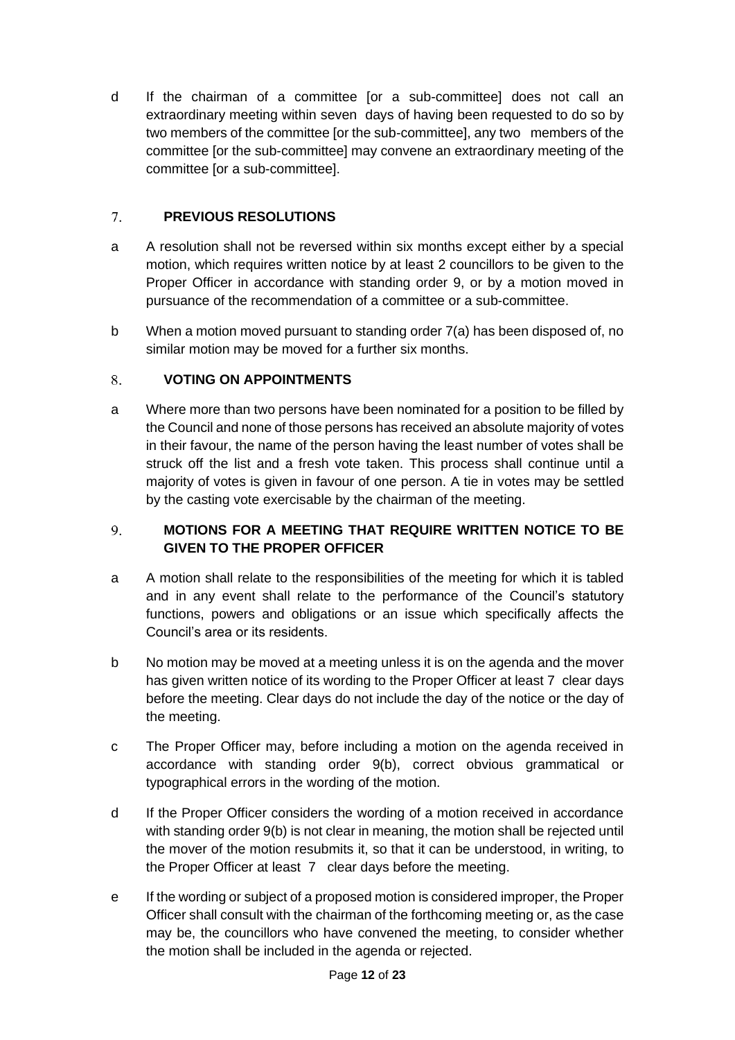d If the chairman of a committee [or a sub-committee] does not call an extraordinary meeting within seven days of having been requested to do so by two members of the committee [or the sub-committee], any two members of the committee [or the sub-committee] may convene an extraordinary meeting of the committee [or a sub-committee].

## 7. PREVIOUS RESOLUTIONS

a A resolution shall not be reversed within six months except either by a special motion, which requires written notice by at least 2 councillors to be given to the Proper Officer in accordance with standing order 9, or by a motion moved in pursuance of the recommendation of a committee or a sub-committee.

b When a motion moved pursuant to standing order 7(a) has been disposed of, no similar motion may be moved for a further six months.

## 8. VOTING ON APPOINTMENTS

a Where more than two persons have been nominated for a position to be filled by the Council and none of those persons has received an absolute majority of votes in their favour, the name of the person having the least number of votes shall be struck off the list and a fresh vote taken. This process shall continue until a majority of votes is given in favour of one person. A tie in votes may be settled by the casting vote exercisable by the chairman of the meeting.

## 9. MOTIONS FOR A MEETING THAT REQUIRE WRITTEN NOTICE TO BE GIVEN TO THE PROPER OFFICER

a A motion shall relate to the responsibilities of the meeting for which it is tabled and in any event shall relate to the performance of the Council's statutory functions, powers and obligations or an issue which specifically affects the Council's area or its residents.

b No motion may be moved at a meeting unless it is on the agenda and the mover has given written notice of its wording to the Proper Officer at least 7 clear days before the meeting. Clear days do not include the day of the notice or the day of the meeting.

c The Proper Officer may, before including a motion on the agenda received in accordance with standing order 9(b), correct obvious grammatical or typographical errors in the wording of the motion.

d If the Proper Officer considers the wording of a motion received in accordance with standing order 9(b) is not clear in meaning, the motion shall be rejected until the mover of the motion resubmits it, so that it can be understood, in writing, to the Proper Officer at least 7 clear days before the meeting.

e If the wording or subject of a proposed motion is considered improper, the Proper Officer shall consult with the chairman of the forthcoming meeting or, as the case may be, the councillors who have convened the meeting, to consider whether the motion shall be included in the agenda or rejected.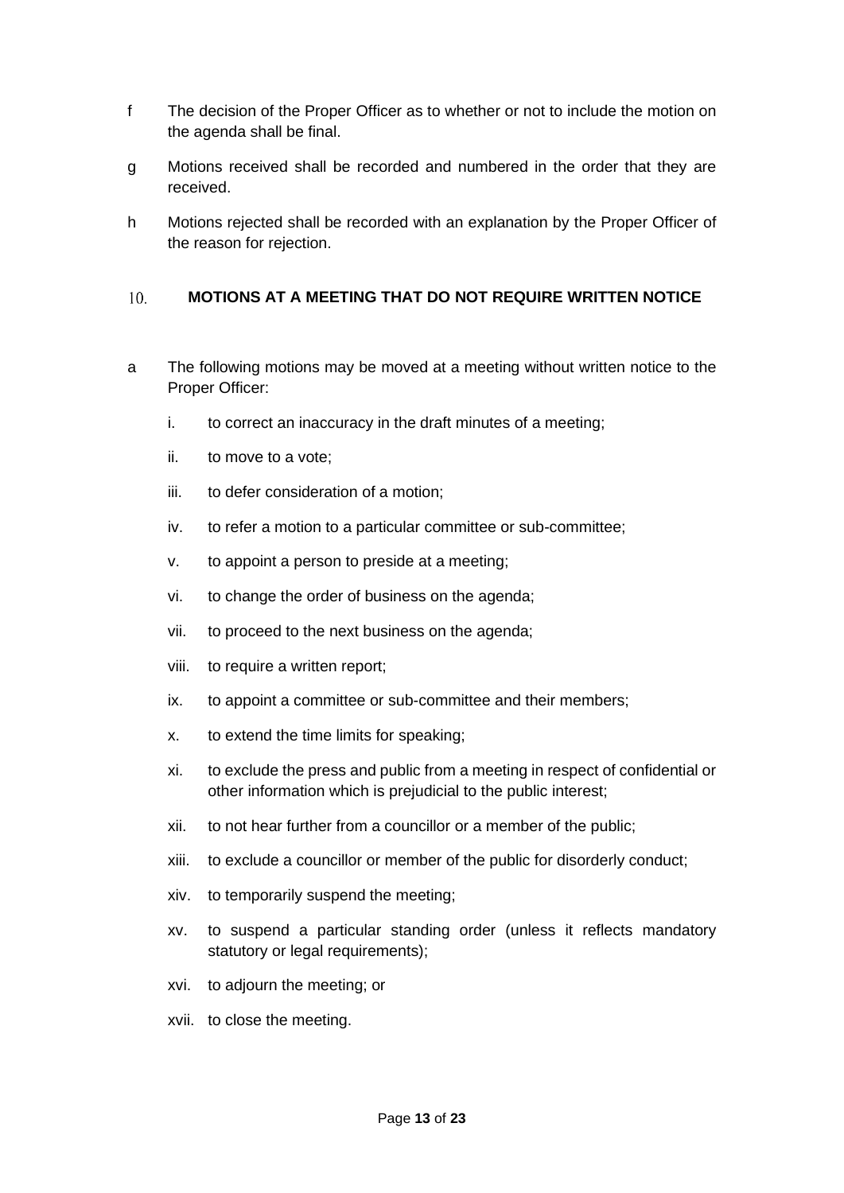f The decision of the Proper Officer as to whether or not to include the motion on the agenda shall be final.

g Motions received shall be recorded and numbered in the order that they are received.

h Motions rejected shall be recorded with an explanation by the Proper Officer of the reason for rejection.

## 10. MOTIONS AT A MEETING THAT DO NOT REQUIRE WRITTEN NOTICE

a The following motions may be moved at a meeting without written notice to the Proper Officer:

i. to correct an inaccuracy in the draft minutes of a meeting;

ii. to move to a vote;

iii. to defer consideration of a motion;

iv. to refer a motion to a particular committee or sub-committee;

v. to appoint a person to preside at a meeting;

vi. to change the order of business on the agenda;

vii. to proceed to the next business on the agenda;

viii. to require a written report;

ix. to appoint a committee or sub-committee and their members;

x. to extend the time limits for speaking;

xi. to exclude the press and public from a meeting in respect of confidential or other information which is prejudicial to the public interest;

xii. to not hear further from a councillor or a member of the public;

xiii. to exclude a councillor or member of the public for disorderly conduct;

xiv. to temporarily suspend the meeting;

xv. to suspend a particular standing order (unless it reflects mandatory statutory or legal requirements);

xvi. to adjourn the meeting; or

xvii. to close the meeting.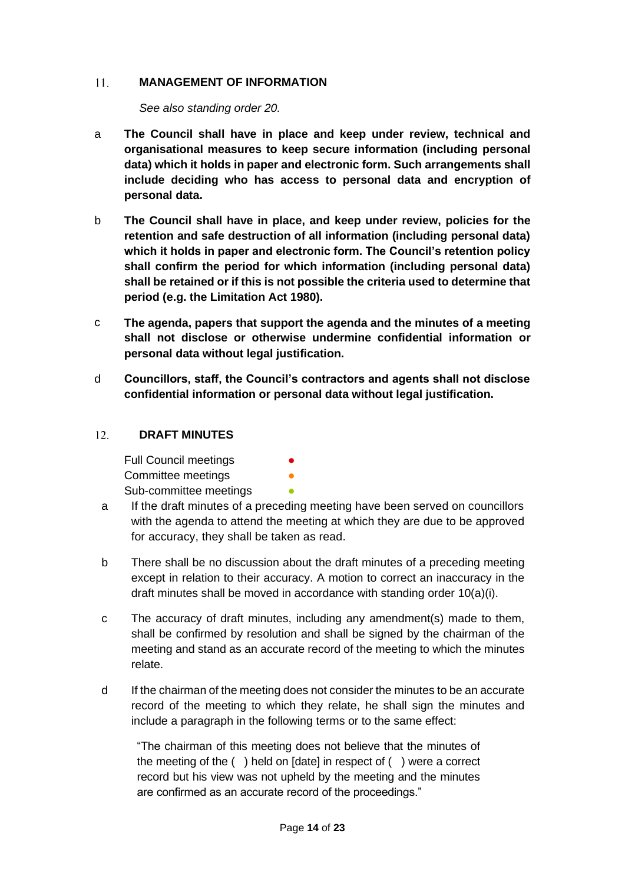## 11. MANAGEMENT OF INFORMATION

*See also standing order 20.*

a **The Council shall have in place and keep under review, technical and organisational measures to keep secure information (including personal data) which it holds in paper and electronic form. Such arrangements shall include deciding who has access to personal data and encryption of personal data.**

b **The Council shall have in place, and keep under review, policies for the retention and safe destruction of all information (including personal data) which it holds in paper and electronic form. The Council's retention policy shall confirm the period for which information (including personal data) shall be retained or if this is not possible the criteria used to determine that period (e.g. the Limitation Act 1980).**

c **The agenda, papers that support the agenda and the minutes of a meeting shall not disclose or otherwise undermine confidential information or personal data without legal justification.**

d **Councillors, staff, the Council's contractors and agents shall not disclose confidential information or personal data without legal justification.**

## 12. DRAFT MINUTES

Full Council meetings ●
Committee meetings ●
Sub-committee meetings ●

a If the draft minutes of a preceding meeting have been served on councillors with the agenda to attend the meeting at which they are due to be approved for accuracy, they shall be taken as read.

b There shall be no discussion about the draft minutes of a preceding meeting except in relation to their accuracy. A motion to correct an inaccuracy in the draft minutes shall be moved in accordance with standing order 10(a)(i).

c The accuracy of draft minutes, including any amendment(s) made to them, shall be confirmed by resolution and shall be signed by the chairman of the meeting and stand as an accurate record of the meeting to which the minutes relate.

d If the chairman of the meeting does not consider the minutes to be an accurate record of the meeting to which they relate, he shall sign the minutes and include a paragraph in the following terms or to the same effect:

> "The chairman of this meeting does not believe that the minutes of the meeting of the ( ) held on [date] in respect of ( ) were a correct record but his view was not upheld by the meeting and the minutes are confirmed as an accurate record of the proceedings."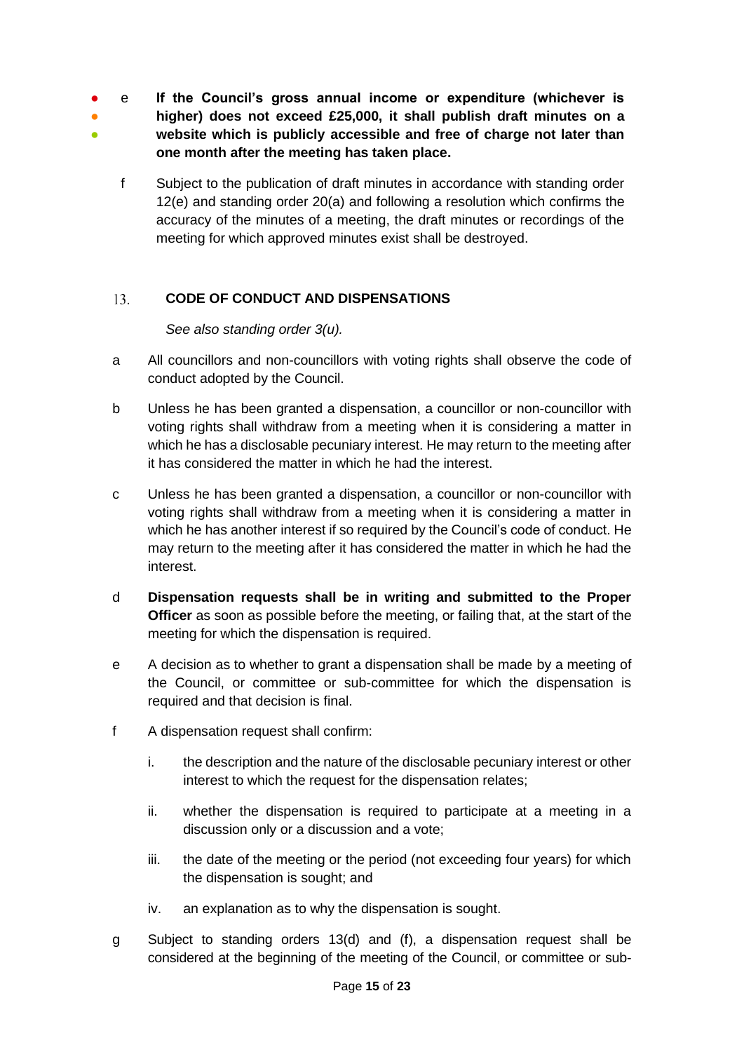e **If the Council's gross annual income or expenditure (whichever is higher) does not exceed £25,000, it shall publish draft minutes on a website which is publicly accessible and free of charge not later than one month after the meeting has taken place.**

f Subject to the publication of draft minutes in accordance with standing order 12(e) and standing order 20(a) and following a resolution which confirms the accuracy of the minutes of a meeting, the draft minutes or recordings of the meeting for which approved minutes exist shall be destroyed.

## 13. CODE OF CONDUCT AND DISPENSATIONS

*See also standing order 3(u).*

a All councillors and non-councillors with voting rights shall observe the code of conduct adopted by the Council.

b Unless he has been granted a dispensation, a councillor or non-councillor with voting rights shall withdraw from a meeting when it is considering a matter in which he has a disclosable pecuniary interest. He may return to the meeting after it has considered the matter in which he had the interest.

c Unless he has been granted a dispensation, a councillor or non-councillor with voting rights shall withdraw from a meeting when it is considering a matter in which he has another interest if so required by the Council's code of conduct. He may return to the meeting after it has considered the matter in which he had the interest.

d **Dispensation requests shall be in writing and submitted to the Proper Officer** as soon as possible before the meeting, or failing that, at the start of the meeting for which the dispensation is required.

e A decision as to whether to grant a dispensation shall be made by a meeting of the Council, or committee or sub-committee for which the dispensation is required and that decision is final.

f A dispensation request shall confirm:

i. the description and the nature of the disclosable pecuniary interest or other interest to which the request for the dispensation relates;

ii. whether the dispensation is required to participate at a meeting in a discussion only or a discussion and a vote;

iii. the date of the meeting or the period (not exceeding four years) for which the dispensation is sought; and

iv. an explanation as to why the dispensation is sought.

g Subject to standing orders 13(d) and (f), a dispensation request shall be considered at the beginning of the meeting of the Council, or committee or sub-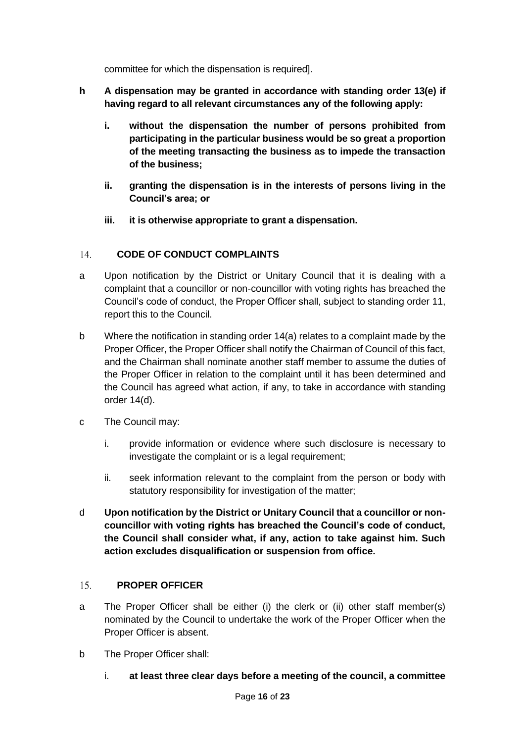committee for which the dispensation is required].

**h A dispensation may be granted in accordance with standing order 13(e) if having regard to all relevant circumstances any of the following apply:**

- **i. without the dispensation the number of persons prohibited from participating in the particular business would be so great a proportion of the meeting transacting the business as to impede the transaction of the business;**
- **ii. granting the dispensation is in the interests of persons living in the Council's area; or**
- **iii. it is otherwise appropriate to grant a dispensation.**

## 14. CODE OF CONDUCT COMPLAINTS

a Upon notification by the District or Unitary Council that it is dealing with a complaint that a councillor or non-councillor with voting rights has breached the Council's code of conduct, the Proper Officer shall, subject to standing order 11, report this to the Council.

b Where the notification in standing order 14(a) relates to a complaint made by the Proper Officer, the Proper Officer shall notify the Chairman of Council of this fact, and the Chairman shall nominate another staff member to assume the duties of the Proper Officer in relation to the complaint until it has been determined and the Council has agreed what action, if any, to take in accordance with standing order 14(d).

c The Council may:

- i. provide information or evidence where such disclosure is necessary to investigate the complaint or is a legal requirement;
- ii. seek information relevant to the complaint from the person or body with statutory responsibility for investigation of the matter;

d **Upon notification by the District or Unitary Council that a councillor or non-councillor with voting rights has breached the Council's code of conduct, the Council shall consider what, if any, action to take against him. Such action excludes disqualification or suspension from office.**

## 15. PROPER OFFICER

a The Proper Officer shall be either (i) the clerk or (ii) other staff member(s) nominated by the Council to undertake the work of the Proper Officer when the Proper Officer is absent.

b The Proper Officer shall:

- i. **at least three clear days before a meeting of the council, a committee**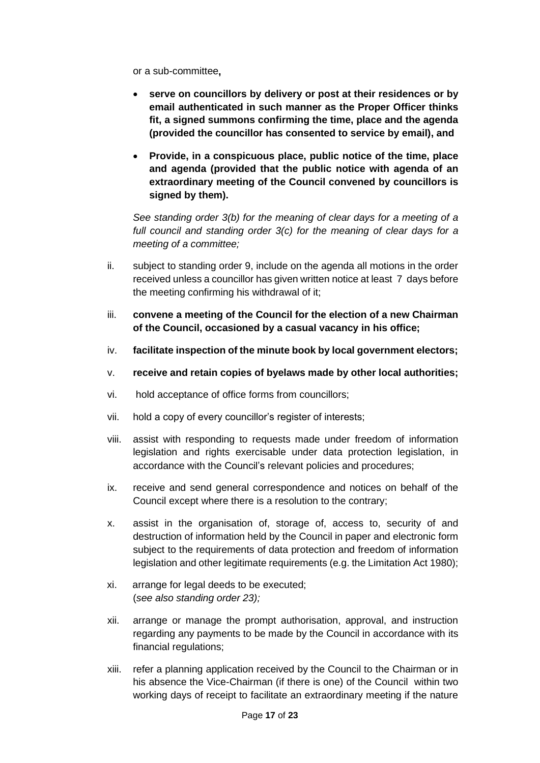or a sub-committee**,**

- **serve on councillors by delivery or post at their residences or by email authenticated in such manner as the Proper Officer thinks fit, a signed summons confirming the time, place and the agenda (provided the councillor has consented to service by email), and**
- **Provide, in a conspicuous place, public notice of the time, place and agenda (provided that the public notice with agenda of an extraordinary meeting of the Council convened by councillors is signed by them).**

*See standing order 3(b) for the meaning of clear days for a meeting of a full council and standing order 3(c) for the meaning of clear days for a meeting of a committee;*

ii. subject to standing order 9, include on the agenda all motions in the order received unless a councillor has given written notice at least 7 days before the meeting confirming his withdrawal of it;

iii. **convene a meeting of the Council for the election of a new Chairman of the Council, occasioned by a casual vacancy in his office;**

iv. **facilitate inspection of the minute book by local government electors;**

v. **receive and retain copies of byelaws made by other local authorities;**

vi. hold acceptance of office forms from councillors;

vii. hold a copy of every councillor's register of interests;

viii. assist with responding to requests made under freedom of information legislation and rights exercisable under data protection legislation, in accordance with the Council's relevant policies and procedures;

ix. receive and send general correspondence and notices on behalf of the Council except where there is a resolution to the contrary;

x. assist in the organisation of, storage of, access to, security of and destruction of information held by the Council in paper and electronic form subject to the requirements of data protection and freedom of information legislation and other legitimate requirements (e.g. the Limitation Act 1980);

xi. arrange for legal deeds to be executed;
(*see also standing order 23);*

xii. arrange or manage the prompt authorisation, approval, and instruction regarding any payments to be made by the Council in accordance with its financial regulations;

xiii. refer a planning application received by the Council to the Chairman or in his absence the Vice-Chairman (if there is one) of the Council within two working days of receipt to facilitate an extraordinary meeting if the nature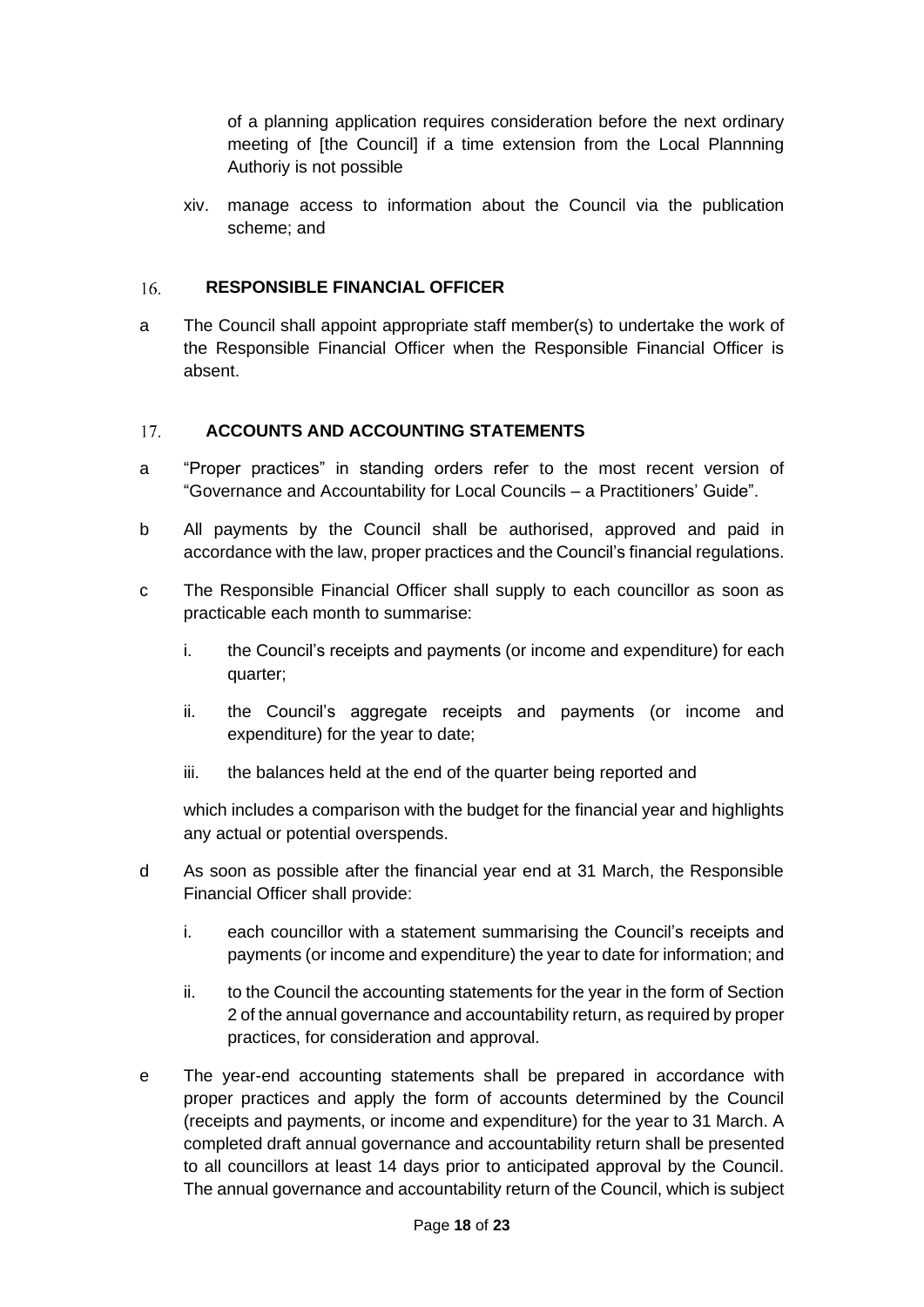of a planning application requires consideration before the next ordinary meeting of [the Council] if a time extension from the Local Plannning Authoriy is not possible

xiv. manage access to information about the Council via the publication scheme; and

## 16. RESPONSIBLE FINANCIAL OFFICER

a The Council shall appoint appropriate staff member(s) to undertake the work of the Responsible Financial Officer when the Responsible Financial Officer is absent.

## 17. ACCOUNTS AND ACCOUNTING STATEMENTS

a "Proper practices" in standing orders refer to the most recent version of "Governance and Accountability for Local Councils – a Practitioners' Guide".

b All payments by the Council shall be authorised, approved and paid in accordance with the law, proper practices and the Council's financial regulations.

c The Responsible Financial Officer shall supply to each councillor as soon as practicable each month to summarise:

i. the Council's receipts and payments (or income and expenditure) for each quarter;

ii. the Council's aggregate receipts and payments (or income and expenditure) for the year to date;

iii. the balances held at the end of the quarter being reported and

which includes a comparison with the budget for the financial year and highlights any actual or potential overspends.

d As soon as possible after the financial year end at 31 March, the Responsible Financial Officer shall provide:

i. each councillor with a statement summarising the Council's receipts and payments (or income and expenditure) the year to date for information; and

ii. to the Council the accounting statements for the year in the form of Section 2 of the annual governance and accountability return, as required by proper practices, for consideration and approval.

e The year-end accounting statements shall be prepared in accordance with proper practices and apply the form of accounts determined by the Council (receipts and payments, or income and expenditure) for the year to 31 March. A completed draft annual governance and accountability return shall be presented to all councillors at least 14 days prior to anticipated approval by the Council. The annual governance and accountability return of the Council, which is subject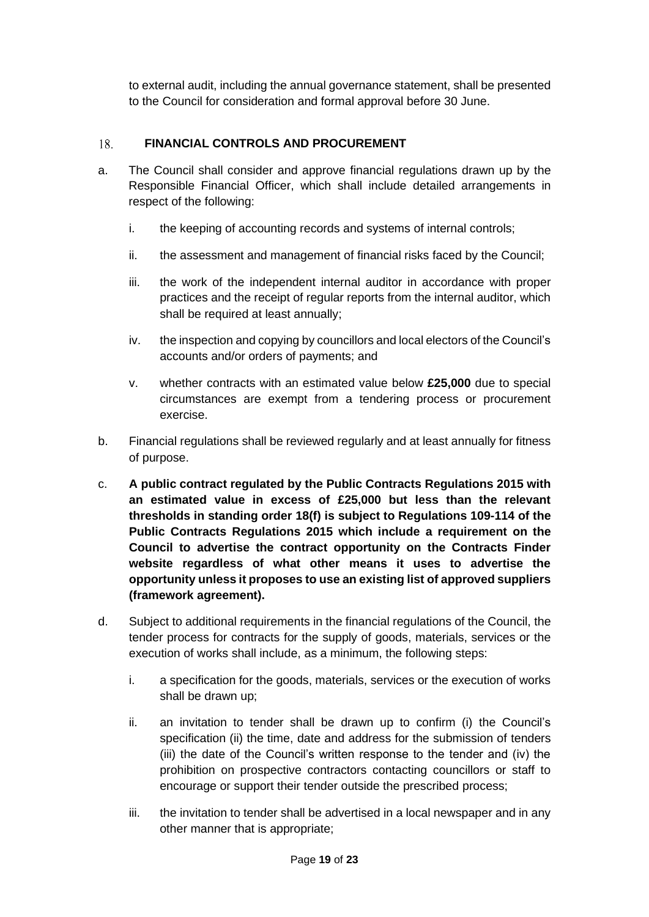to external audit, including the annual governance statement, shall be presented to the Council for consideration and formal approval before 30 June.

## 18. FINANCIAL CONTROLS AND PROCUREMENT

a. The Council shall consider and approve financial regulations drawn up by the Responsible Financial Officer, which shall include detailed arrangements in respect of the following:

   i. the keeping of accounting records and systems of internal controls;

   ii. the assessment and management of financial risks faced by the Council;

   iii. the work of the independent internal auditor in accordance with proper practices and the receipt of regular reports from the internal auditor, which shall be required at least annually;

   iv. the inspection and copying by councillors and local electors of the Council's accounts and/or orders of payments; and

   v. whether contracts with an estimated value below **£25,000** due to special circumstances are exempt from a tendering process or procurement exercise.

b. Financial regulations shall be reviewed regularly and at least annually for fitness of purpose.

c. **A public contract regulated by the Public Contracts Regulations 2015 with an estimated value in excess of £25,000 but less than the relevant thresholds in standing order 18(f) is subject to Regulations 109-114 of the Public Contracts Regulations 2015 which include a requirement on the Council to advertise the contract opportunity on the Contracts Finder website regardless of what other means it uses to advertise the opportunity unless it proposes to use an existing list of approved suppliers (framework agreement).**

d. Subject to additional requirements in the financial regulations of the Council, the tender process for contracts for the supply of goods, materials, services or the execution of works shall include, as a minimum, the following steps:

   i. a specification for the goods, materials, services or the execution of works shall be drawn up;

   ii. an invitation to tender shall be drawn up to confirm (i) the Council's specification (ii) the time, date and address for the submission of tenders (iii) the date of the Council's written response to the tender and (iv) the prohibition on prospective contractors contacting councillors or staff to encourage or support their tender outside the prescribed process;

   iii. the invitation to tender shall be advertised in a local newspaper and in any other manner that is appropriate;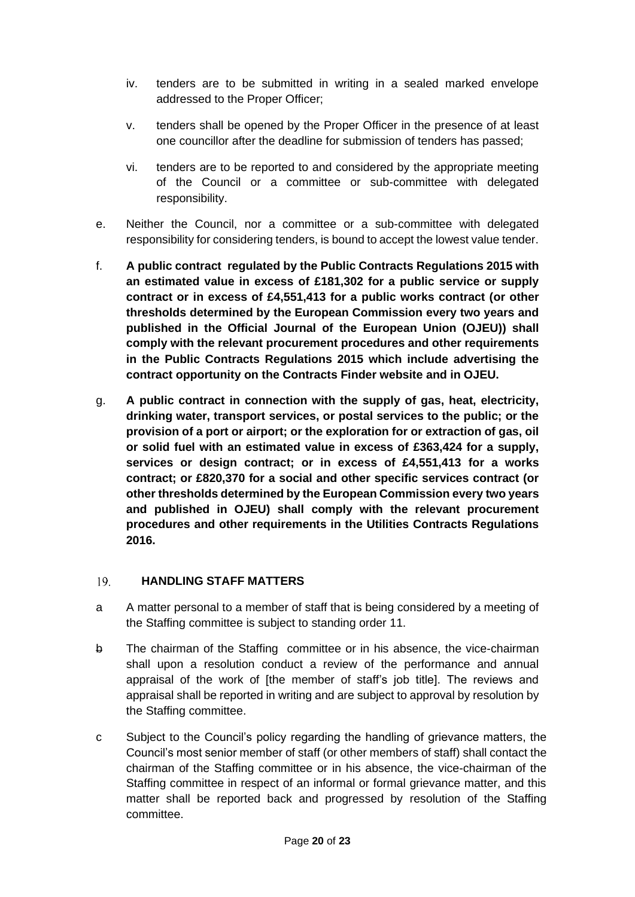iv. tenders are to be submitted in writing in a sealed marked envelope addressed to the Proper Officer;

v. tenders shall be opened by the Proper Officer in the presence of at least one councillor after the deadline for submission of tenders has passed;

vi. tenders are to be reported to and considered by the appropriate meeting of the Council or a committee or sub-committee with delegated responsibility.

e. Neither the Council, nor a committee or a sub-committee with delegated responsibility for considering tenders, is bound to accept the lowest value tender.

f. **A public contract regulated by the Public Contracts Regulations 2015 with an estimated value in excess of £181,302 for a public service or supply contract or in excess of £4,551,413 for a public works contract (or other thresholds determined by the European Commission every two years and published in the Official Journal of the European Union (OJEU)) shall comply with the relevant procurement procedures and other requirements in the Public Contracts Regulations 2015 which include advertising the contract opportunity on the Contracts Finder website and in OJEU.**

g. **A public contract in connection with the supply of gas, heat, electricity, drinking water, transport services, or postal services to the public; or the provision of a port or airport; or the exploration for or extraction of gas, oil or solid fuel with an estimated value in excess of £363,424 for a supply, services or design contract; or in excess of £4,551,413 for a works contract; or £820,370 for a social and other specific services contract (or other thresholds determined by the European Commission every two years and published in OJEU) shall comply with the relevant procurement procedures and other requirements in the Utilities Contracts Regulations 2016.**

## 19. HANDLING STAFF MATTERS

a A matter personal to a member of staff that is being considered by a meeting of the Staffing committee is subject to standing order 11.

b The chairman of the Staffing committee or in his absence, the vice-chairman shall upon a resolution conduct a review of the performance and annual appraisal of the work of [the member of staff's job title]. The reviews and appraisal shall be reported in writing and are subject to approval by resolution by the Staffing committee.

c Subject to the Council's policy regarding the handling of grievance matters, the Council's most senior member of staff (or other members of staff) shall contact the chairman of the Staffing committee or in his absence, the vice-chairman of the Staffing committee in respect of an informal or formal grievance matter, and this matter shall be reported back and progressed by resolution of the Staffing committee.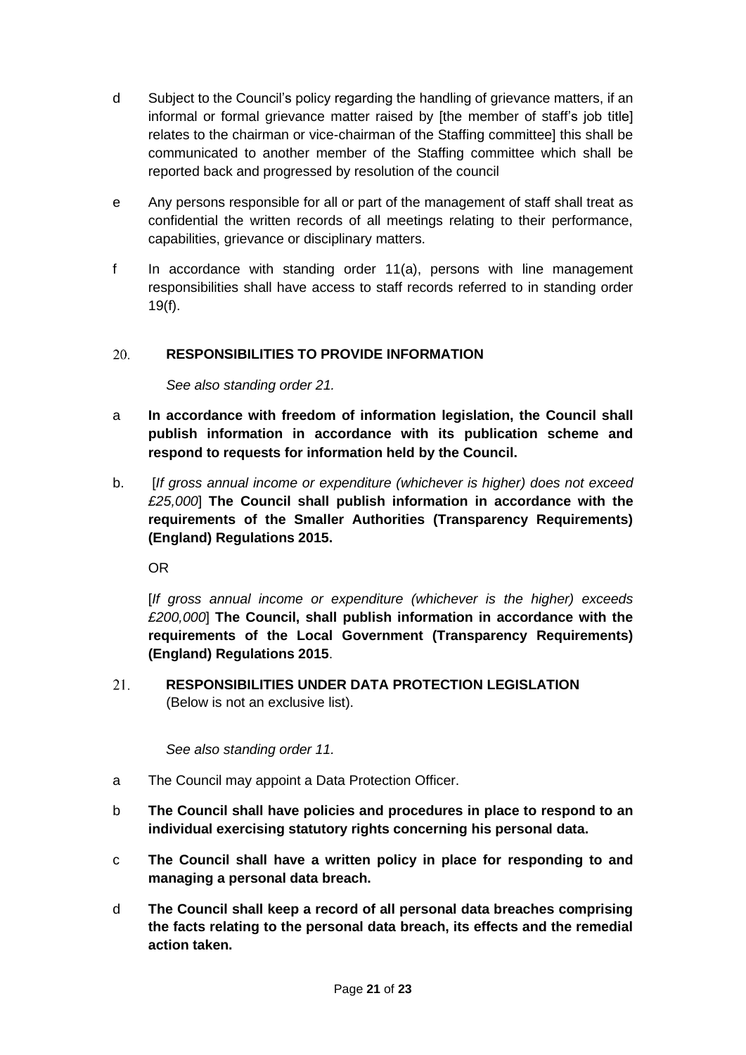d Subject to the Council's policy regarding the handling of grievance matters, if an informal or formal grievance matter raised by [the member of staff's job title] relates to the chairman or vice-chairman of the Staffing committee] this shall be communicated to another member of the Staffing committee which shall be reported back and progressed by resolution of the council

e Any persons responsible for all or part of the management of staff shall treat as confidential the written records of all meetings relating to their performance, capabilities, grievance or disciplinary matters.

f In accordance with standing order 11(a), persons with line management responsibilities shall have access to staff records referred to in standing order 19(f).

## 20. RESPONSIBILITIES TO PROVIDE INFORMATION

*See also standing order 21.*

a **In accordance with freedom of information legislation, the Council shall publish information in accordance with its publication scheme and respond to requests for information held by the Council.**

b. [*If gross annual income or expenditure (whichever is higher) does not exceed £25,000*] **The Council shall publish information in accordance with the requirements of the Smaller Authorities (Transparency Requirements) (England) Regulations 2015.**

OR

[*If gross annual income or expenditure (whichever is the higher) exceeds £200,000*] **The Council, shall publish information in accordance with the requirements of the Local Government (Transparency Requirements) (England) Regulations 2015**.

## 21. RESPONSIBILITIES UNDER DATA PROTECTION LEGISLATION

(Below is not an exclusive list).

*See also standing order 11.*

a The Council may appoint a Data Protection Officer.

b **The Council shall have policies and procedures in place to respond to an individual exercising statutory rights concerning his personal data.**

c **The Council shall have a written policy in place for responding to and managing a personal data breach.**

d **The Council shall keep a record of all personal data breaches comprising the facts relating to the personal data breach, its effects and the remedial action taken.**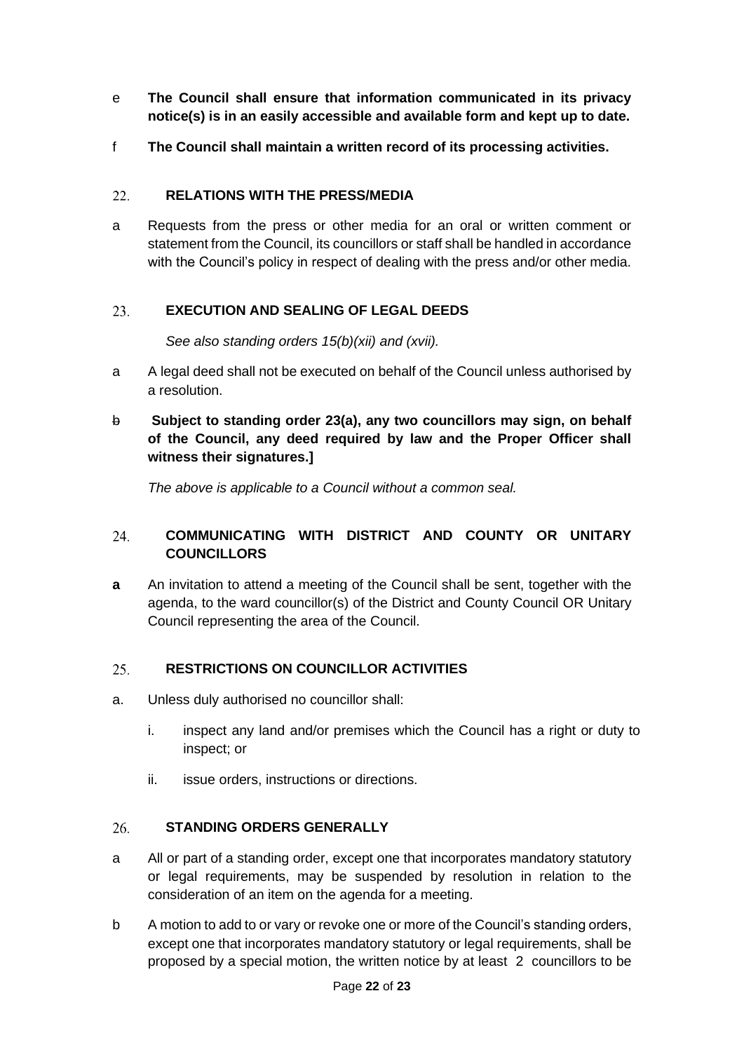e **The Council shall ensure that information communicated in its privacy notice(s) is in an easily accessible and available form and kept up to date.**

f **The Council shall maintain a written record of its processing activities.**

## 22. RELATIONS WITH THE PRESS/MEDIA

a Requests from the press or other media for an oral or written comment or statement from the Council, its councillors or staff shall be handled in accordance with the Council's policy in respect of dealing with the press and/or other media.

## 23. EXECUTION AND SEALING OF LEGAL DEEDS

*See also standing orders 15(b)(xii) and (xvii).*

a A legal deed shall not be executed on behalf of the Council unless authorised by a resolution.

b **Subject to standing order 23(a), any two councillors may sign, on behalf of the Council, any deed required by law and the Proper Officer shall witness their signatures.]**

*The above is applicable to a Council without a common seal.*

## 24. COMMUNICATING WITH DISTRICT AND COUNTY OR UNITARY COUNCILLORS

**a** An invitation to attend a meeting of the Council shall be sent, together with the agenda, to the ward councillor(s) of the District and County Council OR Unitary Council representing the area of the Council.

## 25. RESTRICTIONS ON COUNCILLOR ACTIVITIES

a. Unless duly authorised no councillor shall:

   i. inspect any land and/or premises which the Council has a right or duty to inspect; or

   ii. issue orders, instructions or directions.

## 26. STANDING ORDERS GENERALLY

a All or part of a standing order, except one that incorporates mandatory statutory or legal requirements, may be suspended by resolution in relation to the consideration of an item on the agenda for a meeting.

b A motion to add to or vary or revoke one or more of the Council's standing orders, except one that incorporates mandatory statutory or legal requirements, shall be proposed by a special motion, the written notice by at least 2 councillors to be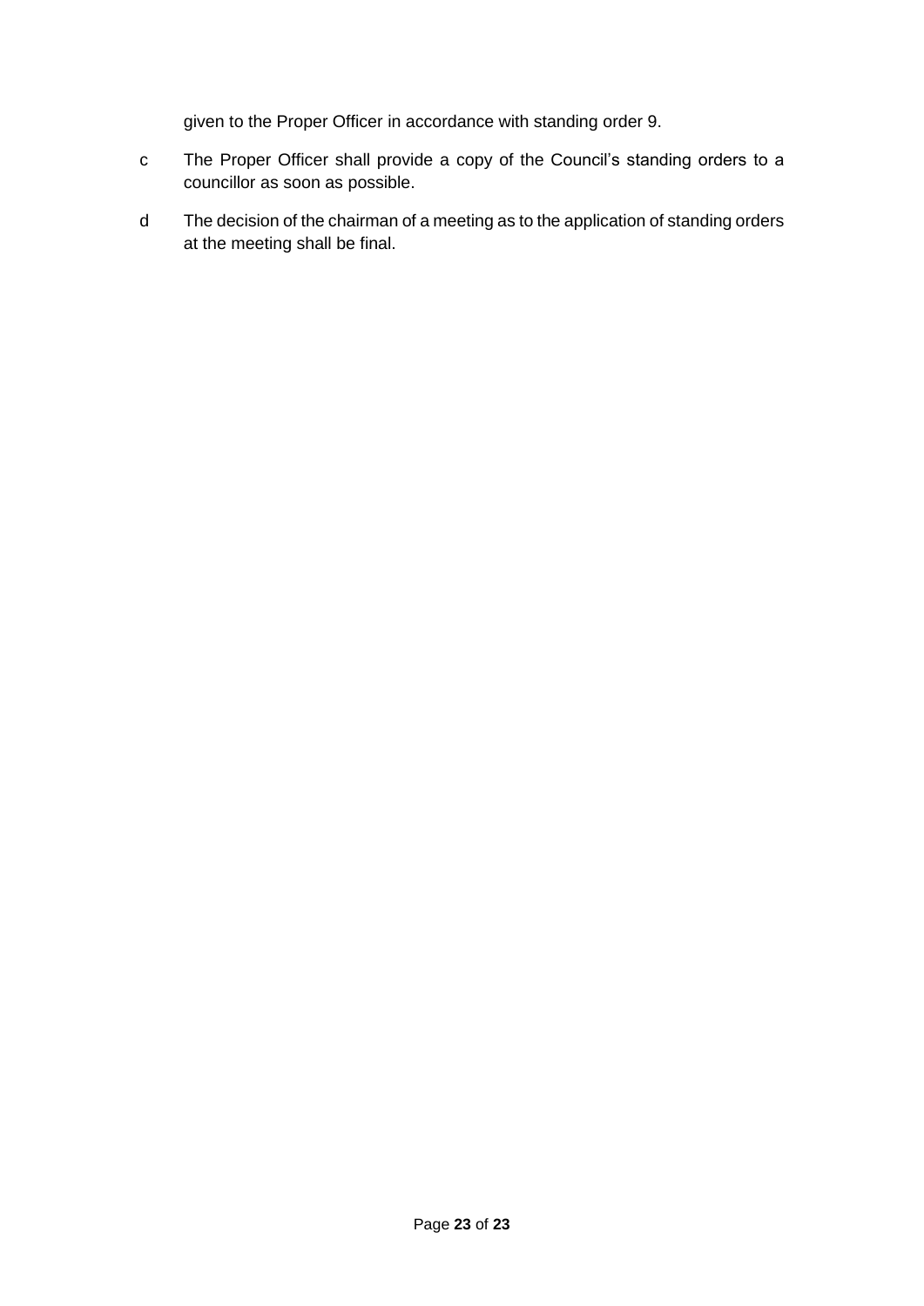given to the Proper Officer in accordance with standing order 9.

c The Proper Officer shall provide a copy of the Council's standing orders to a councillor as soon as possible.

d The decision of the chairman of a meeting as to the application of standing orders at the meeting shall be final.